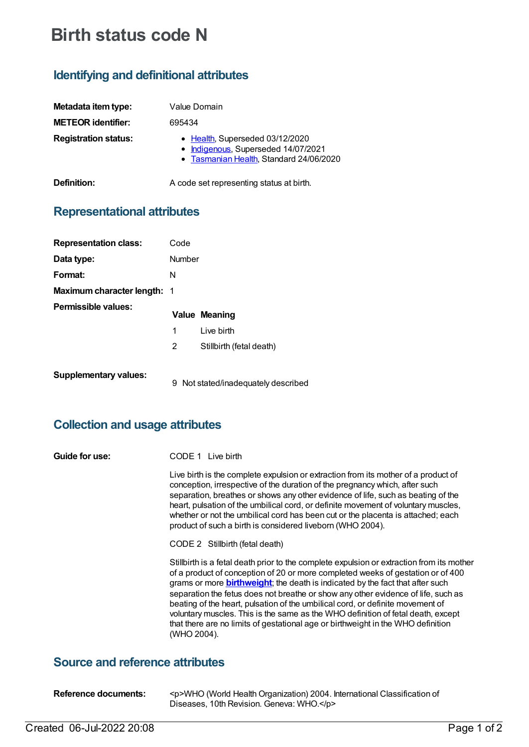# Birth status code N

## Identifying and definitional attributes

| | |
|---|---|
| **Metadata item type:** | Value Domain |
| **METEOR identifier:** | 695434 |
| **Registration status:** | • Health, Superseded 03/12/2020<br>• Indigenous, Superseded 14/07/2021<br>• Tasmanian Health, Standard 24/06/2020 |
| **Definition:** | A code set representing status at birth. |

## Representational attributes

| | |
|---|---|
| **Representation class:** | Code |
| **Data type:** | Number |
| **Format:** | N |
| **Maximum character length:** | 1 |

**Permissible values:**

| Value | Meaning |
|---|---|
| 1 | Live birth |
| 2 | Stillbirth (fetal death) |

**Supplementary values:**

| Value | Meaning |
|---|---|
| 9 | Not stated/inadequately described |

## Collection and usage attributes

**Guide for use:**

CODE 1 Live birth

Live birth is the complete expulsion or extraction from its mother of a product of conception, irrespective of the duration of the pregnancy which, after such separation, breathes or shows any other evidence of life, such as beating of the heart, pulsation of the umbilical cord, or definite movement of voluntary muscles, whether or not the umbilical cord has been cut or the placenta is attached; each product of such a birth is considered liveborn (WHO 2004).

CODE 2 Stillbirth (fetal death)

Stillbirth is a fetal death prior to the complete expulsion or extraction from its mother of a product of conception of 20 or more completed weeks of gestation or of 400 grams or more **birthweight**; the death is indicated by the fact that after such separation the fetus does not breathe or show any other evidence of life, such as beating of the heart, pulsation of the umbilical cord, or definite movement of voluntary muscles. This is the same as the WHO definition of fetal death, except that there are no limits of gestational age or birthweight in the WHO definition (WHO 2004).

## Source and reference attributes

**Reference documents:** <p>WHO (World Health Organization) 2004. International Classification of Diseases, 10th Revision. Geneva: WHO.</p>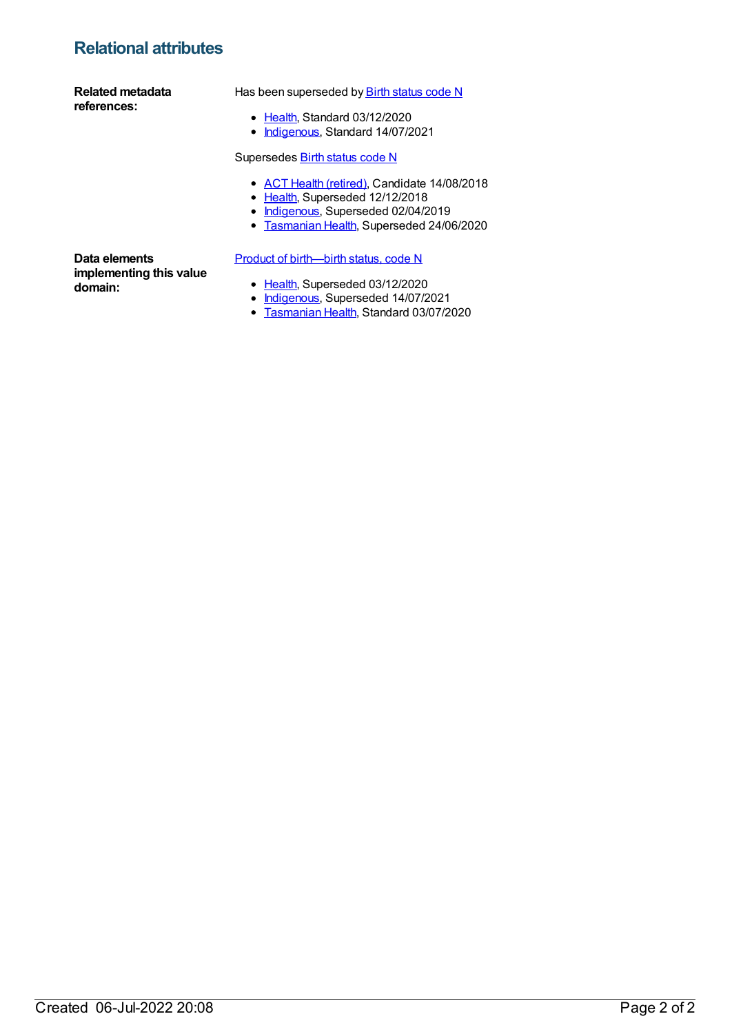## Relational attributes

**Related metadata references:**

Has been superseded by Birth status code N

- Health, Standard 03/12/2020
- Indigenous, Standard 14/07/2021

Supersedes Birth status code N

- ACT Health (retired), Candidate 14/08/2018
- Health, Superseded 12/12/2018
- Indigenous, Superseded 02/04/2019
- Tasmanian Health, Superseded 24/06/2020

**Data elements implementing this value domain:**

Product of birth—birth status, code N

- Health, Superseded 03/12/2020
- Indigenous, Superseded 14/07/2021
- Tasmanian Health, Standard 03/07/2020